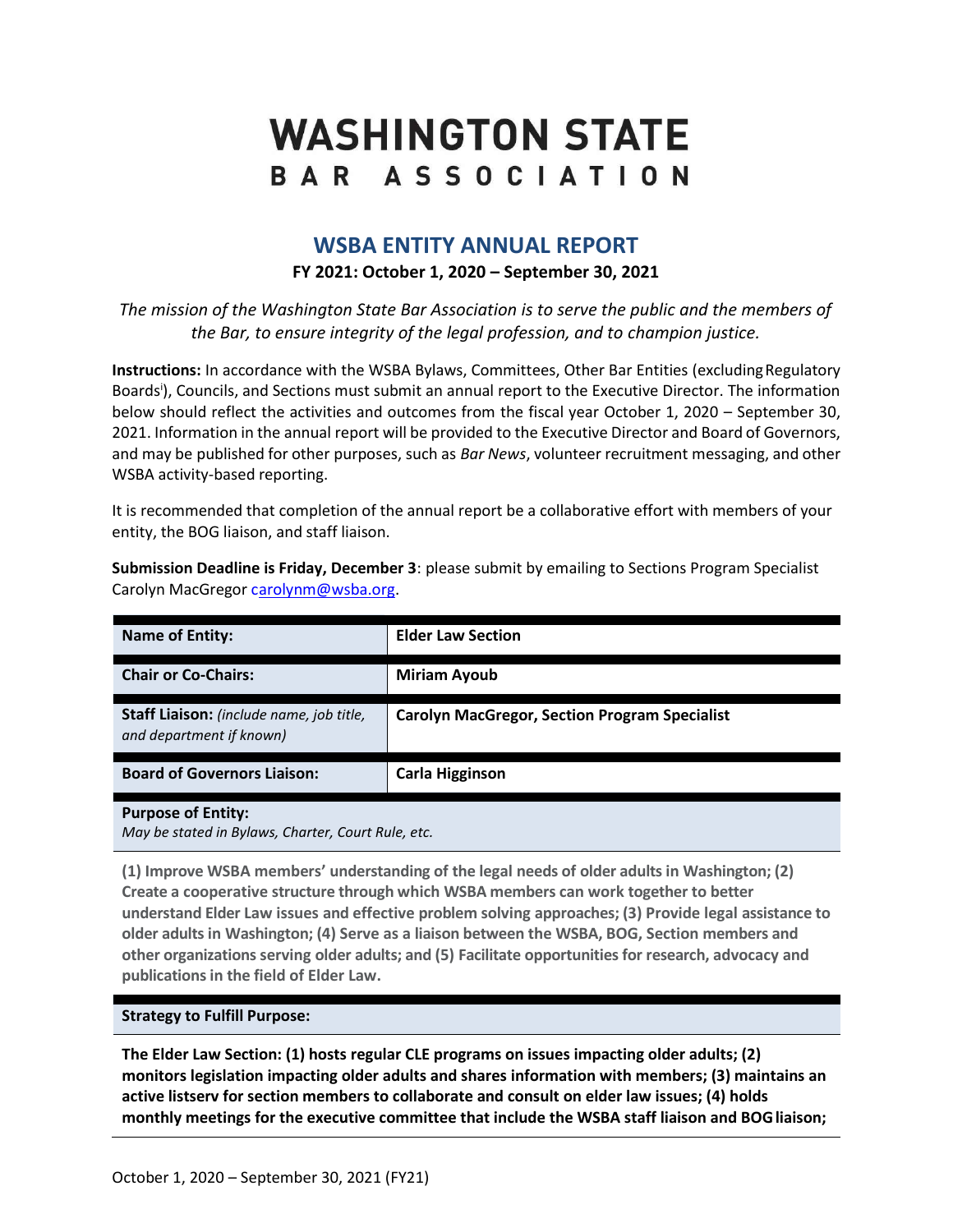# WASHINGTON STATE BAR ASSOCIATION

## WSBA ENTITY ANNUAL REPORT

**FY 2021: October 1, 2020 – September 30, 2021**

*The mission of the Washington State Bar Association is to serve the public and the members of the Bar, to ensure integrity of the legal profession, and to champion justice.*

**Instructions:** In accordance with the WSBA Bylaws, Committees, Other Bar Entities (excluding Regulatory Boards[i]), Councils, and Sections must submit an annual report to the Executive Director. The information below should reflect the activities and outcomes from the fiscal year October 1, 2020 – September 30, 2021. Information in the annual report will be provided to the Executive Director and Board of Governors, and may be published for other purposes, such as *Bar News*, volunteer recruitment messaging, and other WSBA activity-based reporting.

It is recommended that completion of the annual report be a collaborative effort with members of your entity, the BOG liaison, and staff liaison.

**Submission Deadline is Friday, December 3**: please submit by emailing to Sections Program Specialist Carolyn MacGregor carolynm@wsba.org.

| | |
|---|---|
| **Name of Entity:** | **Elder Law Section** |
| **Chair or Co-Chairs:** | **Miriam Ayoub** |
| **Staff Liaison:** *(include name, job title, and department if known)* | **Carolyn MacGregor, Section Program Specialist** |
| **Board of Governors Liaison:** | **Carla Higginson** |

**Purpose of Entity:**
*May be stated in Bylaws, Charter, Court Rule, etc.*

**(1) Improve WSBA members' understanding of the legal needs of older adults in Washington; (2) Create a cooperative structure through which WSBA members can work together to better understand Elder Law issues and effective problem solving approaches; (3) Provide legal assistance to older adults in Washington; (4) Serve as a liaison between the WSBA, BOG, Section members and other organizations serving older adults; and (5) Facilitate opportunities for research, advocacy and publications in the field of Elder Law.**

**Strategy to Fulfill Purpose:**

**The Elder Law Section: (1) hosts regular CLE programs on issues impacting older adults; (2) monitors legislation impacting older adults and shares information with members; (3) maintains an active listserv for section members to collaborate and consult on elder law issues; (4) holds monthly meetings for the executive committee that include the WSBA staff liaison and BOG liaison;**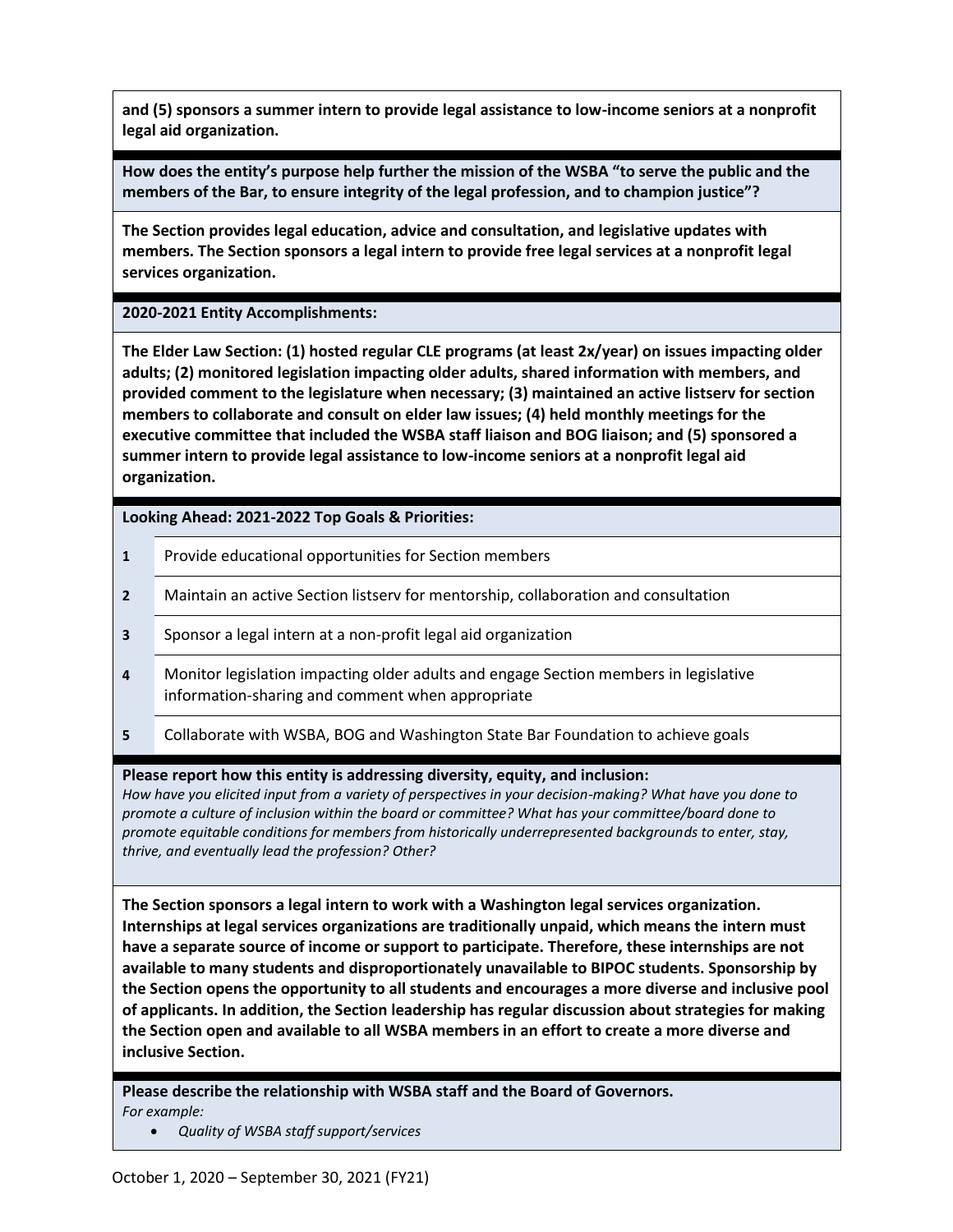**and (5) sponsors a summer intern to provide legal assistance to low-income seniors at a nonprofit legal aid organization.**

**How does the entity's purpose help further the mission of the WSBA "to serve the public and the members of the Bar, to ensure integrity of the legal profession, and to champion justice"?**

**The Section provides legal education, advice and consultation, and legislative updates with members. The Section sponsors a legal intern to provide free legal services at a nonprofit legal services organization.**

**2020-2021 Entity Accomplishments:**

**The Elder Law Section: (1) hosted regular CLE programs (at least 2x/year) on issues impacting older adults; (2) monitored legislation impacting older adults, shared information with members, and provided comment to the legislature when necessary; (3) maintained an active listserv for section members to collaborate and consult on elder law issues; (4) held monthly meetings for the executive committee that included the WSBA staff liaison and BOG liaison; and (5) sponsored a summer intern to provide legal assistance to low-income seniors at a nonprofit legal aid organization.**

**Looking Ahead: 2021-2022 Top Goals & Priorities:**

| | |
|---|---|
| **1** | Provide educational opportunities for Section members |
| **2** | Maintain an active Section listserv for mentorship, collaboration and consultation |
| **3** | Sponsor a legal intern at a non-profit legal aid organization |
| **4** | Monitor legislation impacting older adults and engage Section members in legislative information-sharing and comment when appropriate |
| **5** | Collaborate with WSBA, BOG and Washington State Bar Foundation to achieve goals |

**Please report how this entity is addressing diversity, equity, and inclusion:**
*How have you elicited input from a variety of perspectives in your decision-making? What have you done to promote a culture of inclusion within the board or committee? What has your committee/board done to promote equitable conditions for members from historically underrepresented backgrounds to enter, stay, thrive, and eventually lead the profession? Other?*

**The Section sponsors a legal intern to work with a Washington legal services organization. Internships at legal services organizations are traditionally unpaid, which means the intern must have a separate source of income or support to participate. Therefore, these internships are not available to many students and disproportionately unavailable to BIPOC students. Sponsorship by the Section opens the opportunity to all students and encourages a more diverse and inclusive pool of applicants. In addition, the Section leadership has regular discussion about strategies for making the Section open and available to all WSBA members in an effort to create a more diverse and inclusive Section.**

**Please describe the relationship with WSBA staff and the Board of Governors.**
*For example:*

- *Quality of WSBA staff support/services*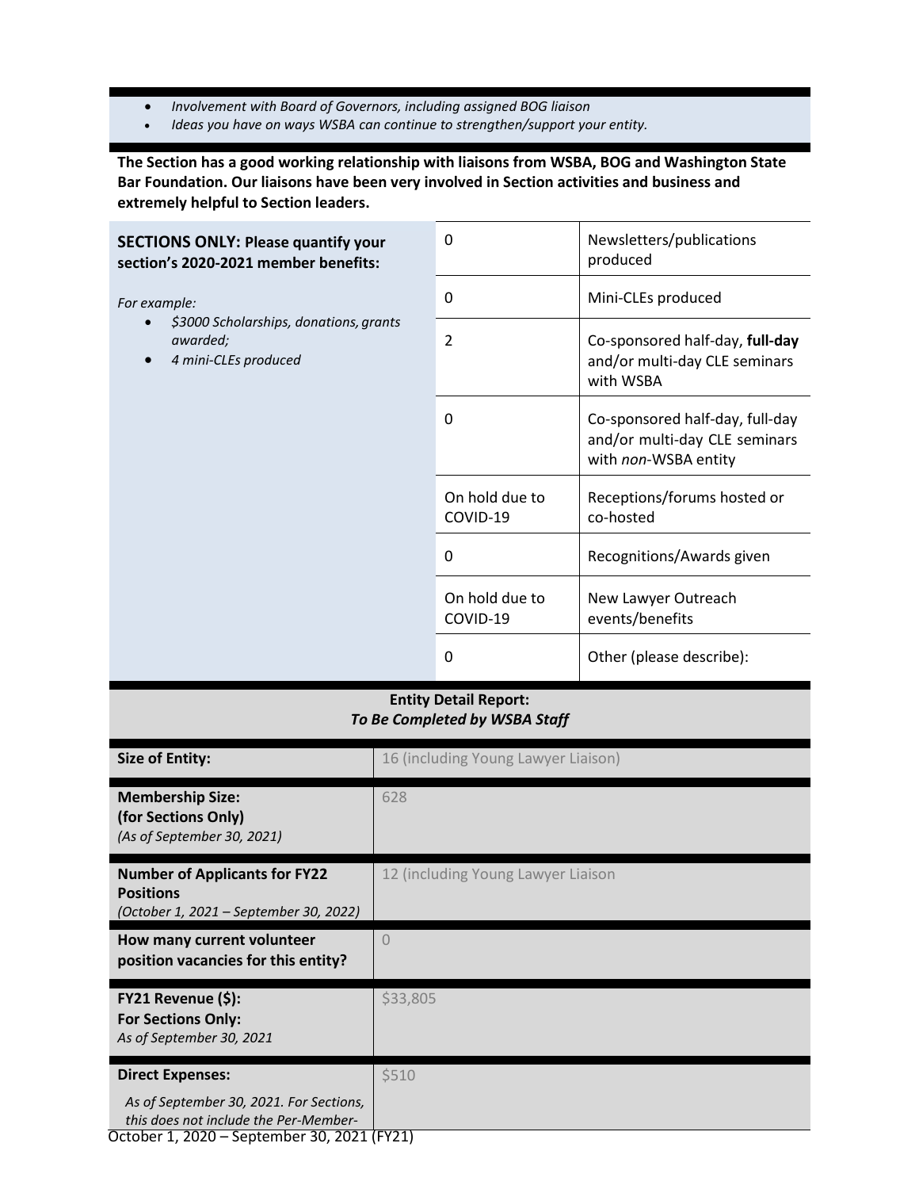- *Involvement with Board of Governors, including assigned BOG liaison*
- *Ideas you have on ways WSBA can continue to strengthen/support your entity.*

**The Section has a good working relationship with liaisons from WSBA, BOG and Washington State Bar Foundation. Our liaisons have been very involved in Section activities and business and extremely helpful to Section leaders.**

| **SECTIONS ONLY: Please quantify your section's 2020-2021 member benefits:**<br><br>*For example:*<br>• *$3000 Scholarships, donations, grants awarded;*<br>• *4 mini-CLEs produced* | | |
|---|---|---|
| | 0 | Newsletters/publications produced |
| | 0 | Mini-CLEs produced |
| | 2 | Co-sponsored half-day, **full-day** and/or multi-day CLE seminars with WSBA |
| | 0 | Co-sponsored half-day, full-day and/or multi-day CLE seminars with *non*-WSBA entity |
| | On hold due to COVID-19 | Receptions/forums hosted or co-hosted |
| | 0 | Recognitions/Awards given |
| | On hold due to COVID-19 | New Lawyer Outreach events/benefits |
| | 0 | Other (please describe): |

**Entity Detail Report:**
***To Be Completed by WSBA Staff***

| | |
|---|---|
| **Size of Entity:** | 16 (including Young Lawyer Liaison) |
| **Membership Size:**<br>**(for Sections Only)**<br>*(As of September 30, 2021)* | 628 |
| **Number of Applicants for FY22 Positions**<br>*(October 1, 2021 – September 30, 2022)* | 12 (including Young Lawyer Liaison |
| **How many current volunteer position vacancies for this entity?** | 0 |
| **FY21 Revenue ($):**<br>**For Sections Only:**<br>*As of September 30, 2021* | $33,805 |
| **Direct Expenses:**<br>*As of September 30, 2021. For Sections, this does not include the Per-Member-* | $510 |

October 1, 2020 – September 30, 2021 (FY21)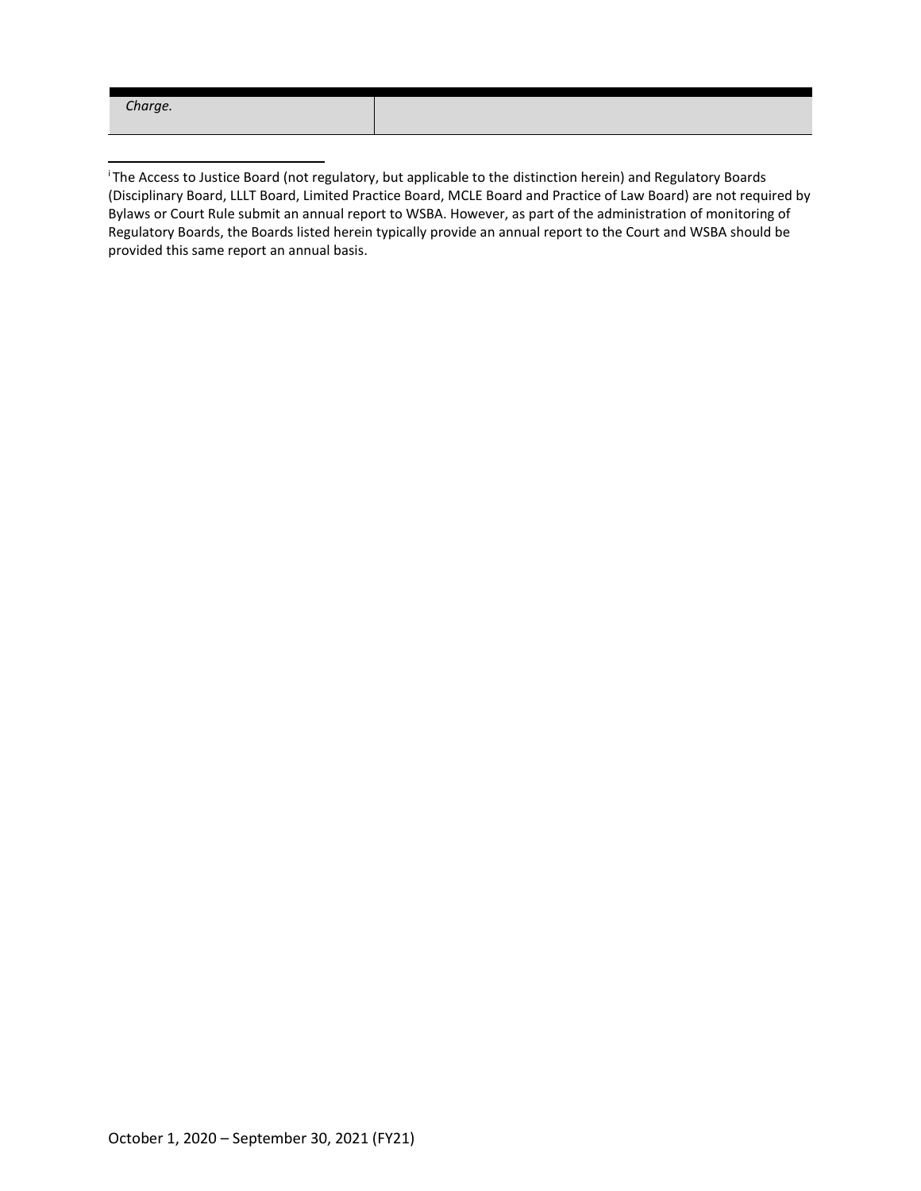| | |
|---|---|
| *Charge.* | |

---

[i] The Access to Justice Board (not regulatory, but applicable to the distinction herein) and Regulatory Boards (Disciplinary Board, LLLT Board, Limited Practice Board, MCLE Board and Practice of Law Board) are not required by Bylaws or Court Rule submit an annual report to WSBA. However, as part of the administration of monitoring of Regulatory Boards, the Boards listed herein typically provide an annual report to the Court and WSBA should be provided this same report an annual basis.